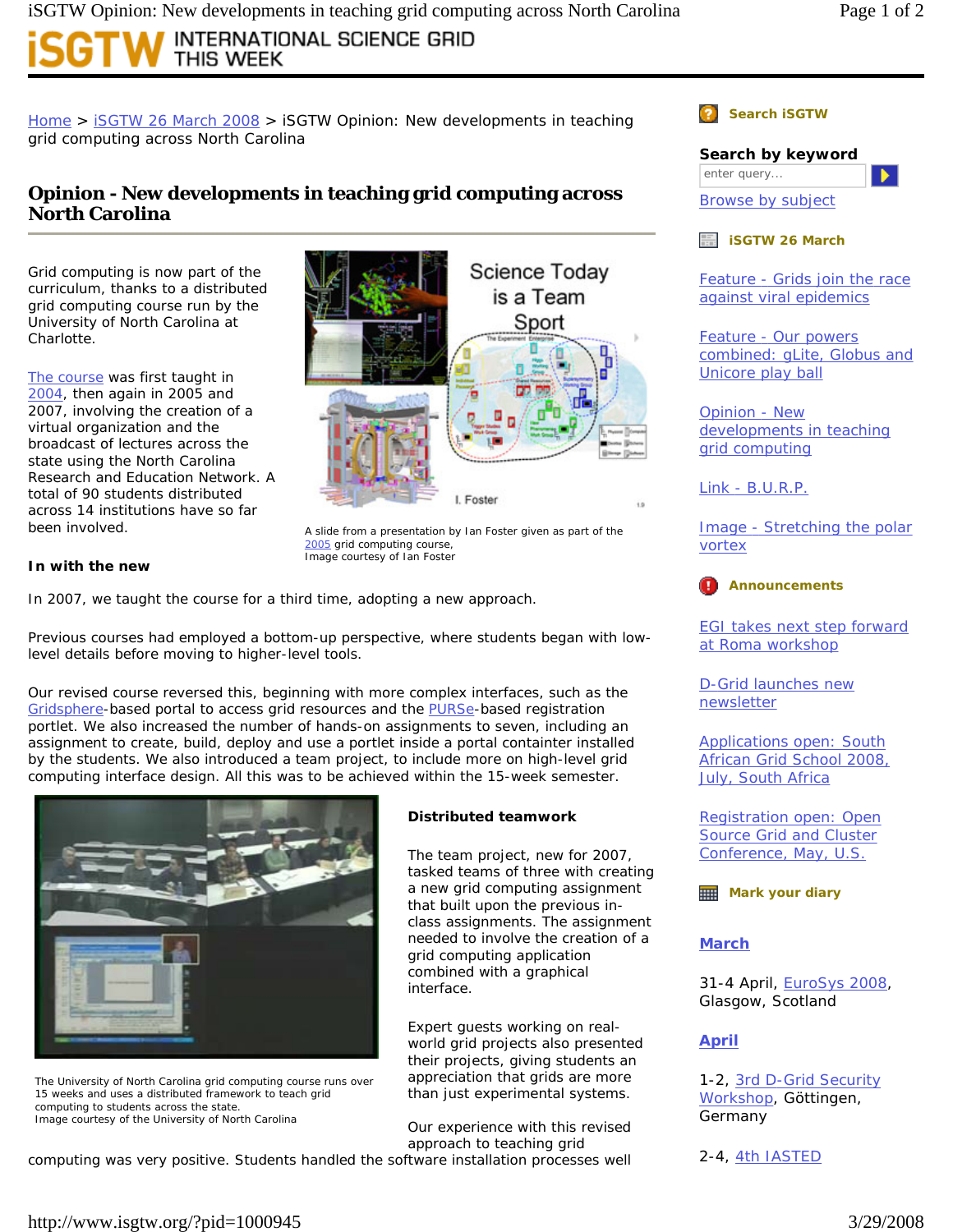Home > iSGTW 26 March 2008 > iSGTW Opinion: New developments in teaching grid computing across North Carolina

# Opinion - New developments in teaching grid computing across North Carolina

Grid computing is now part of the curriculum, thanks to a distributed grid computing course run by the University of North Carolina at Charlotte.

The course was first taught in 2004, then again in 2005 and 2007, involving the creation of a virtual organization and the broadcast of lectures across the state using the North Carolina Research and Education Network. A total of 90 students distributed across 14 institutions have so far been involved.

A slide from a presentation by Ian Foster given as part of the 2005 grid computing course,
Image courtesy of Ian Foster

### In with the new

In 2007, we taught the course for a third time, adopting a new approach.

Previous courses had employed a bottom-up perspective, where students began with low-level details before moving to higher-level tools.

Our revised course reversed this, beginning with more complex interfaces, such as the Gridsphere-based portal to access grid resources and the PURSe-based registration portlet. We also increased the number of hands-on assignments to seven, including an assignment to create, build, deploy and use a portlet inside a portal containter installed by the students. We also introduced a team project, to include more on high-level grid computing interface design. All this was to be achieved within the 15-week semester.

The University of North Carolina grid computing course runs over 15 weeks and uses a distributed framework to teach grid computing to students across the state.
Image courtesy of the University of North Carolina

### Distributed teamwork

The team project, new for 2007, tasked teams of three with creating a new grid computing assignment that built upon the previous in-class assignments. The assignment needed to involve the creation of a grid computing application combined with a graphical interface.

Expert guests working on real-world grid projects also presented their projects, giving students an appreciation that grids are more than just experimental systems.

Our experience with this revised approach to teaching grid computing was very positive. Students handled the software installation processes well

---

**Search iSGTW**

**Search by keyword**

enter query...

Browse by subject

**iSGTW 26 March**

Feature - Grids join the race against viral epidemics

Feature - Our powers combined: gLite, Globus and Unicore play ball

Opinion - New developments in teaching grid computing

Link - B.U.R.P.

Image - Stretching the polar vortex

**Announcements**

EGI takes next step forward at Roma workshop

D-Grid launches new newsletter

Applications open: South African Grid School 2008, July, South Africa

Registration open: Open Source Grid and Cluster Conference, May, U.S.

**Mark your diary**

**March**

31-4 April, EuroSys 2008, Glasgow, Scotland

**April**

1-2, 3rd D-Grid Security Workshop, Göttingen, Germany

2-4, 4th IASTED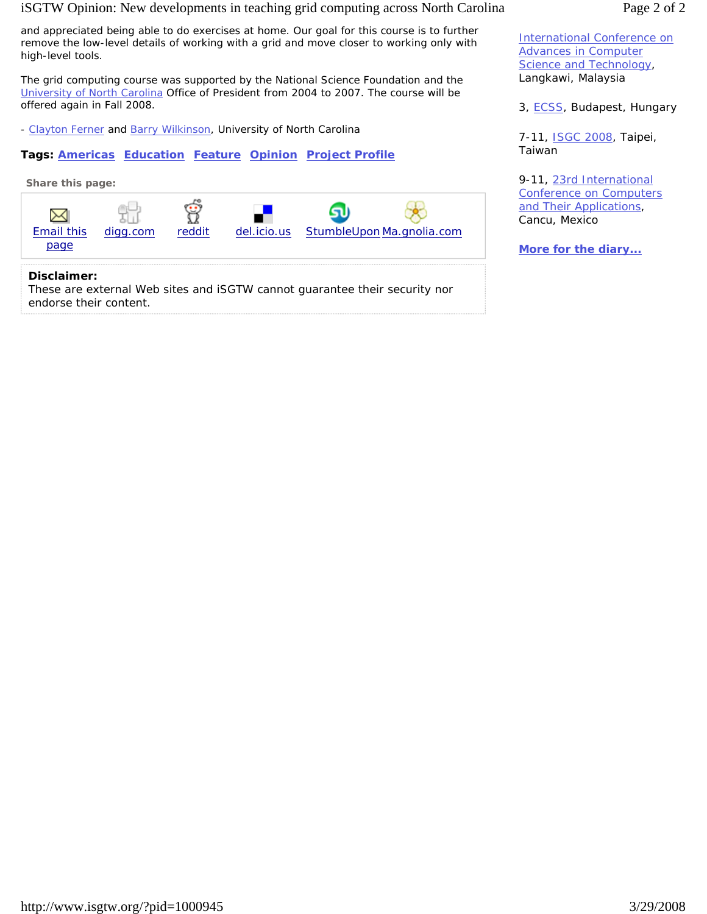and appreciated being able to do exercises at home. Our goal for this course is to further remove the low-level details of working with a grid and move closer to working only with high-level tools.

The grid computing course was supported by the National Science Foundation and the University of North Carolina Office of President from 2004 to 2007. The course will be offered again in Fall 2008.

- Clayton Ferner and Barry Wilkinson, University of North Carolina

**Tags: Americas Education Feature Opinion Project Profile**

**Share this page:**

Email this page | digg.com | reddit | del.icio.us | StumbleUpon | Ma.gnolia.com

**Disclaimer:**
These are external Web sites and iSGTW cannot guarantee their security nor endorse their content.

International Conference on Advances in Computer Science and Technology, Langkawi, Malaysia

3, ECSS, Budapest, Hungary

7-11, ISGC 2008, Taipei, Taiwan

9-11, 23rd International Conference on Computers and Their Applications, Cancu, Mexico

**More for the diary...**